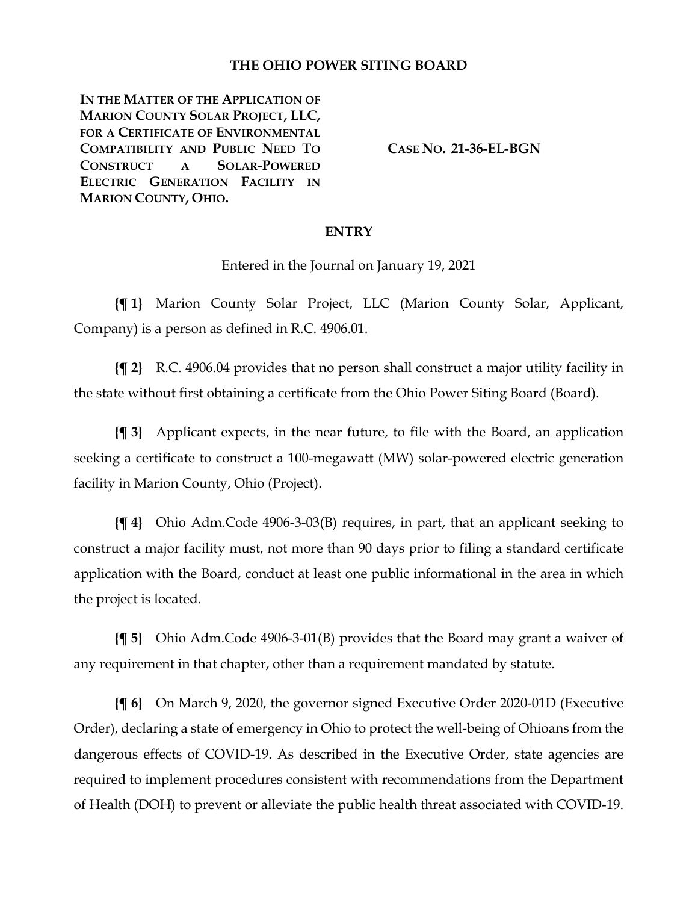# THE OHIO POWER SITING BOARD

**IN THE MATTER OF THE APPLICATION OF MARION COUNTY SOLAR PROJECT, LLC, FOR A CERTIFICATE OF ENVIRONMENTAL COMPATIBILITY AND PUBLIC NEED TO CONSTRUCT A SOLAR-POWERED ELECTRIC GENERATION FACILITY IN MARION COUNTY, OHIO.**

**CASE NO. 21-36-EL-BGN**

## ENTRY

Entered in the Journal on January 19, 2021

**{¶ 1}** Marion County Solar Project, LLC (Marion County Solar, Applicant, Company) is a person as defined in R.C. 4906.01.

**{¶ 2}** R.C. 4906.04 provides that no person shall construct a major utility facility in the state without first obtaining a certificate from the Ohio Power Siting Board (Board).

**{¶ 3}** Applicant expects, in the near future, to file with the Board, an application seeking a certificate to construct a 100-megawatt (MW) solar-powered electric generation facility in Marion County, Ohio (Project).

**{¶ 4}** Ohio Adm.Code 4906-3-03(B) requires, in part, that an applicant seeking to construct a major facility must, not more than 90 days prior to filing a standard certificate application with the Board, conduct at least one public informational in the area in which the project is located.

**{¶ 5}** Ohio Adm.Code 4906-3-01(B) provides that the Board may grant a waiver of any requirement in that chapter, other than a requirement mandated by statute.

**{¶ 6}** On March 9, 2020, the governor signed Executive Order 2020-01D (Executive Order), declaring a state of emergency in Ohio to protect the well-being of Ohioans from the dangerous effects of COVID-19. As described in the Executive Order, state agencies are required to implement procedures consistent with recommendations from the Department of Health (DOH) to prevent or alleviate the public health threat associated with COVID-19.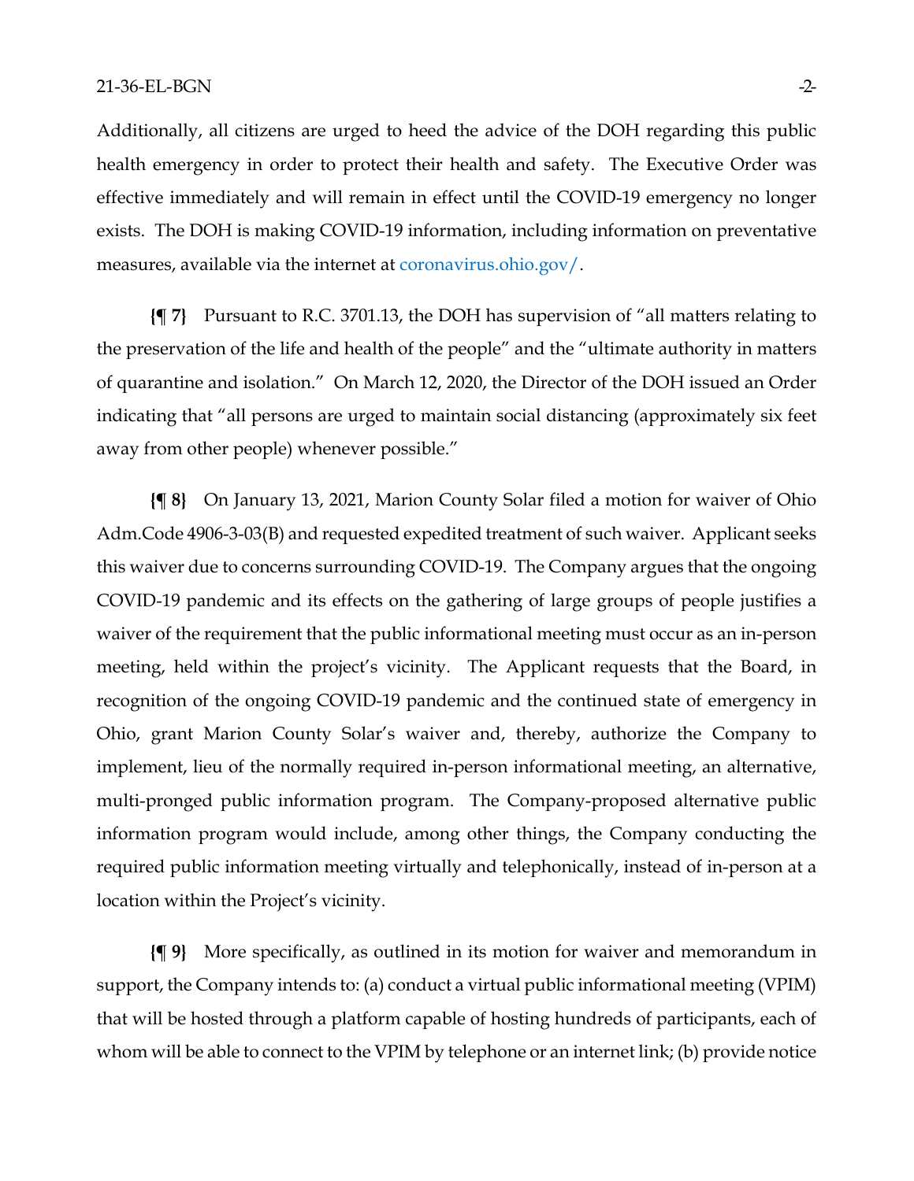Additionally, all citizens are urged to heed the advice of the DOH regarding this public health emergency in order to protect their health and safety. The Executive Order was effective immediately and will remain in effect until the COVID-19 emergency no longer exists. The DOH is making COVID-19 information, including information on preventative measures, available via the internet at coronavirus.ohio.gov/.

**{¶ 7}** Pursuant to R.C. 3701.13, the DOH has supervision of "all matters relating to the preservation of the life and health of the people" and the "ultimate authority in matters of quarantine and isolation." On March 12, 2020, the Director of the DOH issued an Order indicating that "all persons are urged to maintain social distancing (approximately six feet away from other people) whenever possible."

**{¶ 8}** On January 13, 2021, Marion County Solar filed a motion for waiver of Ohio Adm.Code 4906-3-03(B) and requested expedited treatment of such waiver. Applicant seeks this waiver due to concerns surrounding COVID-19. The Company argues that the ongoing COVID-19 pandemic and its effects on the gathering of large groups of people justifies a waiver of the requirement that the public informational meeting must occur as an in-person meeting, held within the project's vicinity. The Applicant requests that the Board, in recognition of the ongoing COVID-19 pandemic and the continued state of emergency in Ohio, grant Marion County Solar's waiver and, thereby, authorize the Company to implement, lieu of the normally required in-person informational meeting, an alternative, multi-pronged public information program. The Company-proposed alternative public information program would include, among other things, the Company conducting the required public information meeting virtually and telephonically, instead of in-person at a location within the Project's vicinity.

**{¶ 9}** More specifically, as outlined in its motion for waiver and memorandum in support, the Company intends to: (a) conduct a virtual public informational meeting (VPIM) that will be hosted through a platform capable of hosting hundreds of participants, each of whom will be able to connect to the VPIM by telephone or an internet link; (b) provide notice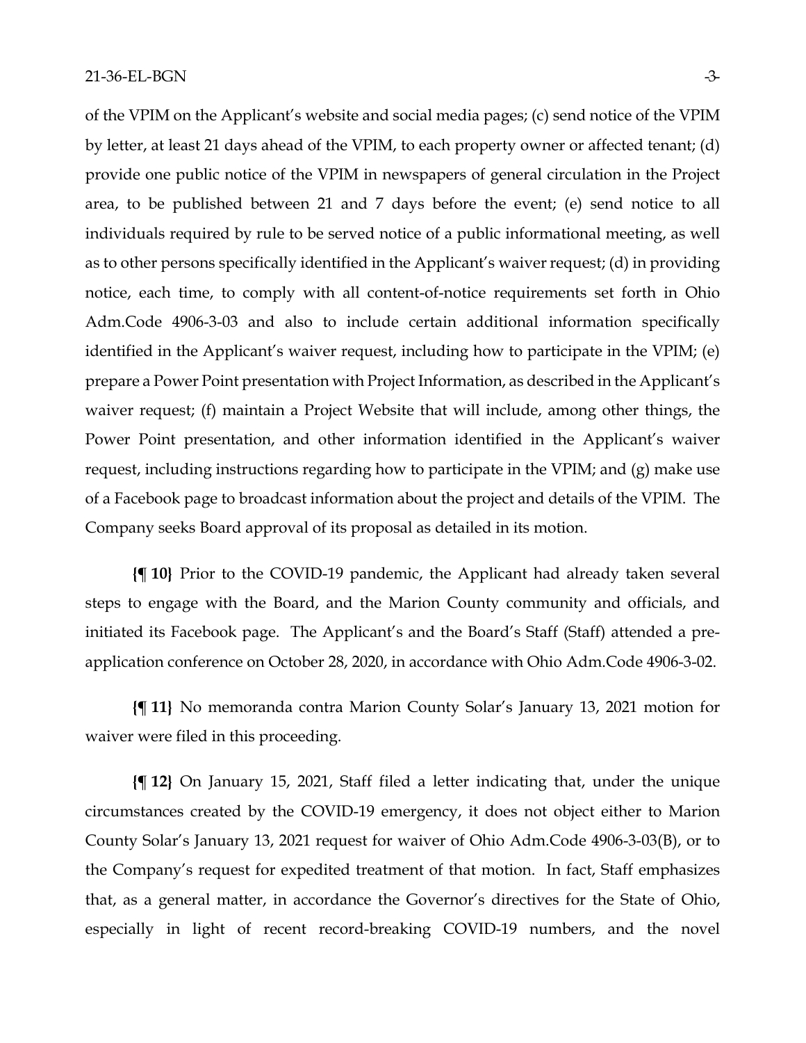of the VPIM on the Applicant's website and social media pages; (c) send notice of the VPIM by letter, at least 21 days ahead of the VPIM, to each property owner or affected tenant; (d) provide one public notice of the VPIM in newspapers of general circulation in the Project area, to be published between 21 and 7 days before the event; (e) send notice to all individuals required by rule to be served notice of a public informational meeting, as well as to other persons specifically identified in the Applicant's waiver request; (d) in providing notice, each time, to comply with all content-of-notice requirements set forth in Ohio Adm.Code 4906-3-03 and also to include certain additional information specifically identified in the Applicant's waiver request, including how to participate in the VPIM; (e) prepare a Power Point presentation with Project Information, as described in the Applicant's waiver request; (f) maintain a Project Website that will include, among other things, the Power Point presentation, and other information identified in the Applicant's waiver request, including instructions regarding how to participate in the VPIM; and (g) make use of a Facebook page to broadcast information about the project and details of the VPIM. The Company seeks Board approval of its proposal as detailed in its motion.

**{¶ 10}** Prior to the COVID-19 pandemic, the Applicant had already taken several steps to engage with the Board, and the Marion County community and officials, and initiated its Facebook page. The Applicant's and the Board's Staff (Staff) attended a pre-application conference on October 28, 2020, in accordance with Ohio Adm.Code 4906-3-02.

**{¶ 11}** No memoranda contra Marion County Solar's January 13, 2021 motion for waiver were filed in this proceeding.

**{¶ 12}** On January 15, 2021, Staff filed a letter indicating that, under the unique circumstances created by the COVID-19 emergency, it does not object either to Marion County Solar's January 13, 2021 request for waiver of Ohio Adm.Code 4906-3-03(B), or to the Company's request for expedited treatment of that motion. In fact, Staff emphasizes that, as a general matter, in accordance the Governor's directives for the State of Ohio, especially in light of recent record-breaking COVID-19 numbers, and the novel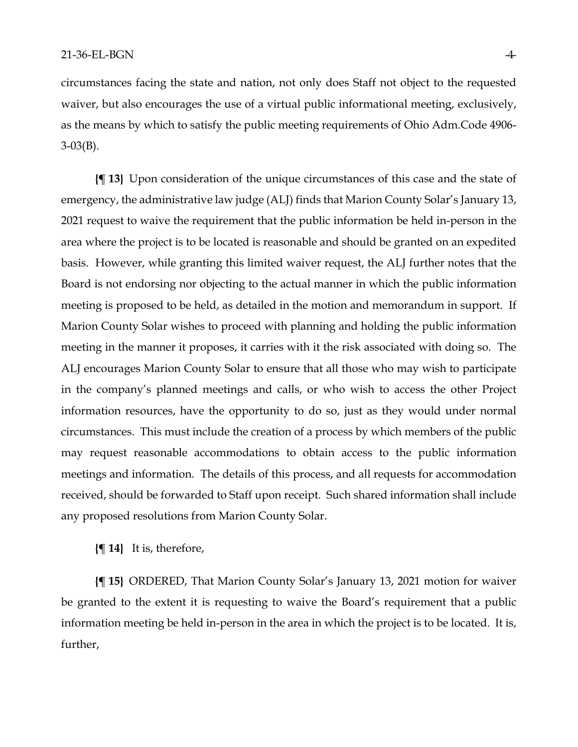circumstances facing the state and nation, not only does Staff not object to the requested waiver, but also encourages the use of a virtual public informational meeting, exclusively, as the means by which to satisfy the public meeting requirements of Ohio Adm.Code 4906-3-03(B).

**{¶ 13}** Upon consideration of the unique circumstances of this case and the state of emergency, the administrative law judge (ALJ) finds that Marion County Solar's January 13, 2021 request to waive the requirement that the public information be held in-person in the area where the project is to be located is reasonable and should be granted on an expedited basis. However, while granting this limited waiver request, the ALJ further notes that the Board is not endorsing nor objecting to the actual manner in which the public information meeting is proposed to be held, as detailed in the motion and memorandum in support. If Marion County Solar wishes to proceed with planning and holding the public information meeting in the manner it proposes, it carries with it the risk associated with doing so. The ALJ encourages Marion County Solar to ensure that all those who may wish to participate in the company's planned meetings and calls, or who wish to access the other Project information resources, have the opportunity to do so, just as they would under normal circumstances. This must include the creation of a process by which members of the public may request reasonable accommodations to obtain access to the public information meetings and information. The details of this process, and all requests for accommodation received, should be forwarded to Staff upon receipt. Such shared information shall include any proposed resolutions from Marion County Solar.

**{¶ 14}** It is, therefore,

**{¶ 15}** ORDERED, That Marion County Solar's January 13, 2021 motion for waiver be granted to the extent it is requesting to waive the Board's requirement that a public information meeting be held in-person in the area in which the project is to be located. It is, further,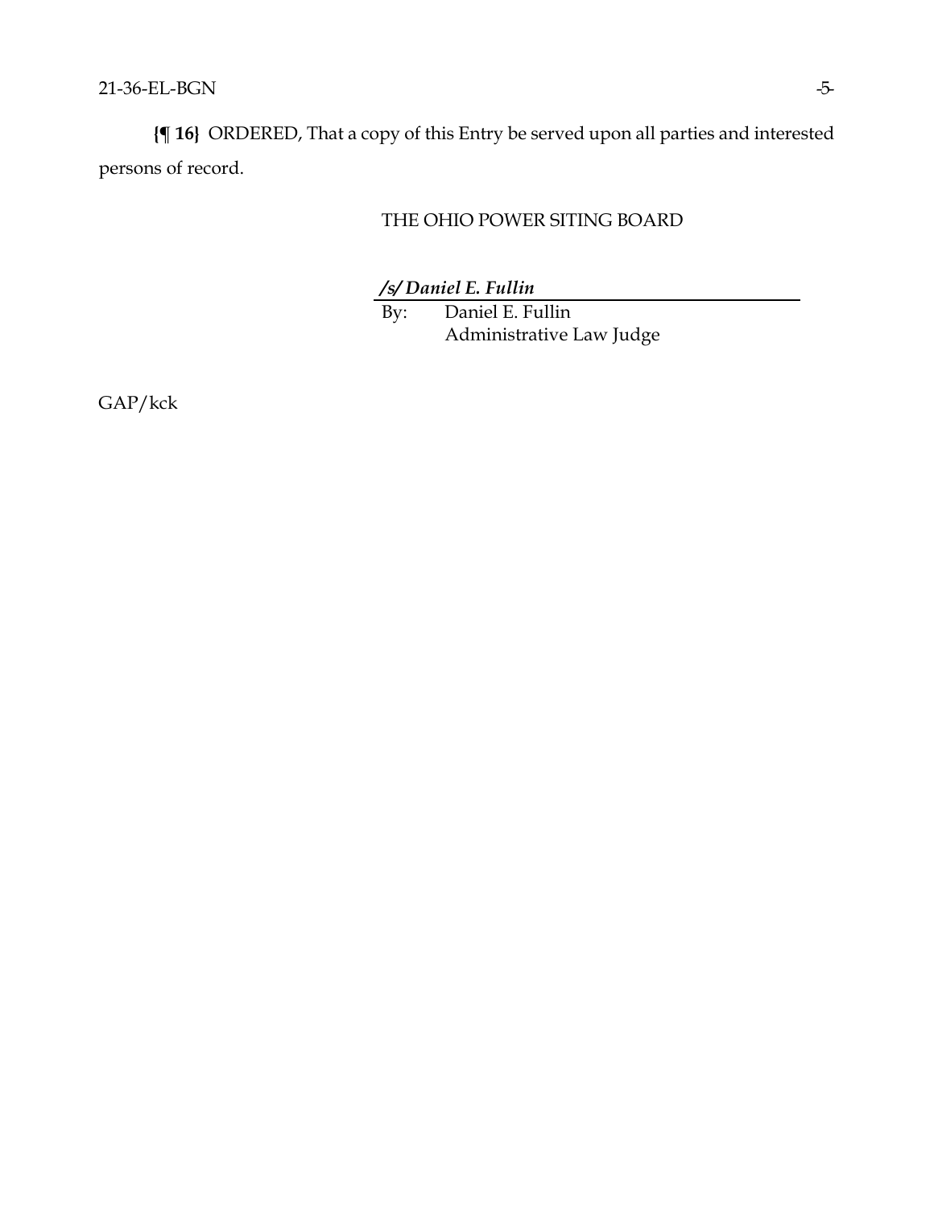**{¶ 16}** ORDERED, That a copy of this Entry be served upon all parties and interested persons of record.

THE OHIO POWER SITING BOARD

***/s/ Daniel E. Fullin***

By: Daniel E. Fullin
Administrative Law Judge

GAP/kck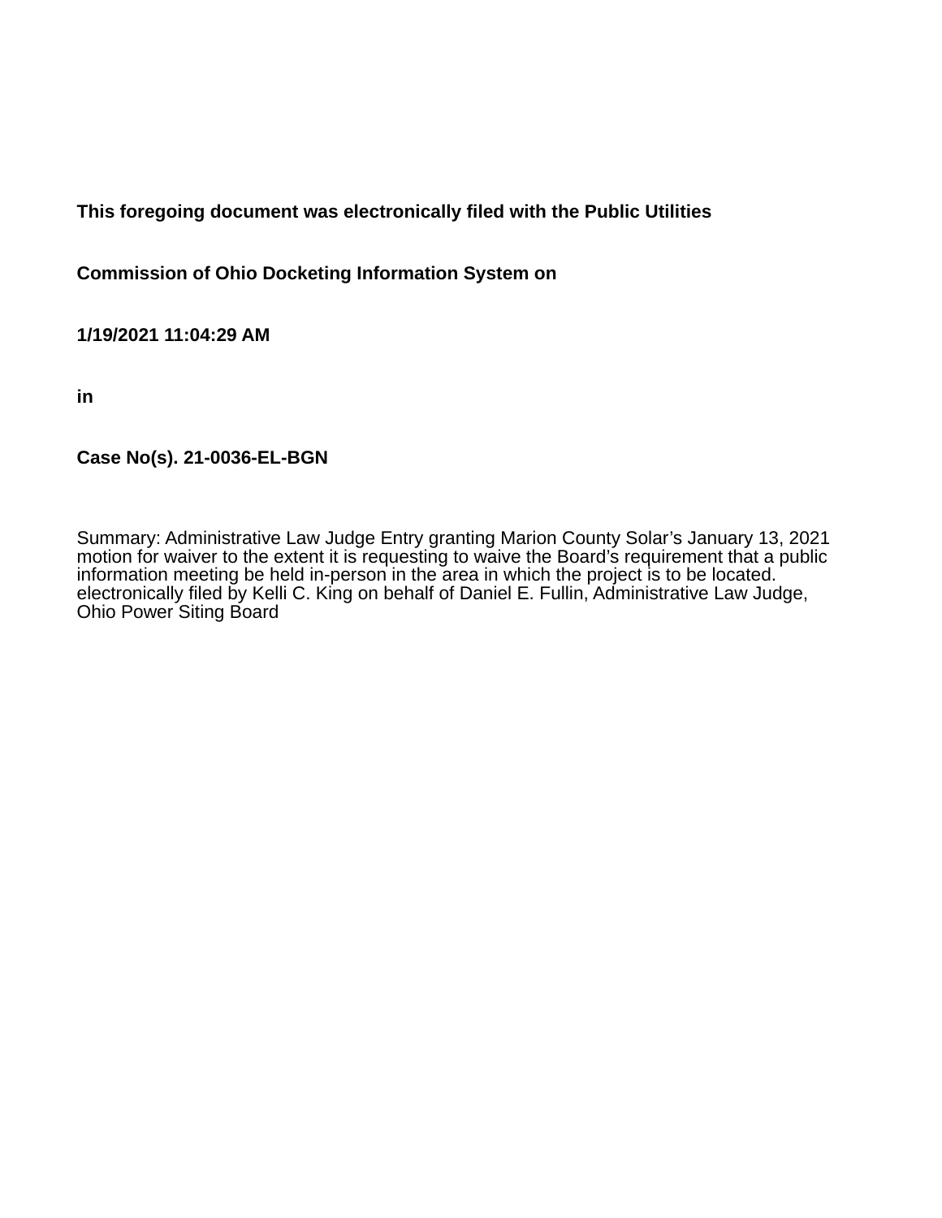**This foregoing document was electronically filed with the Public Utilities**

**Commission of Ohio Docketing Information System on**

**1/19/2021 11:04:29 AM**

**in**

**Case No(s). 21-0036-EL-BGN**

Summary: Administrative Law Judge Entry granting Marion County Solar's January 13, 2021 motion for waiver to the extent it is requesting to waive the Board's requirement that a public information meeting be held in-person in the area in which the project is to be located. electronically filed by Kelli C. King on behalf of Daniel E. Fullin, Administrative Law Judge, Ohio Power Siting Board